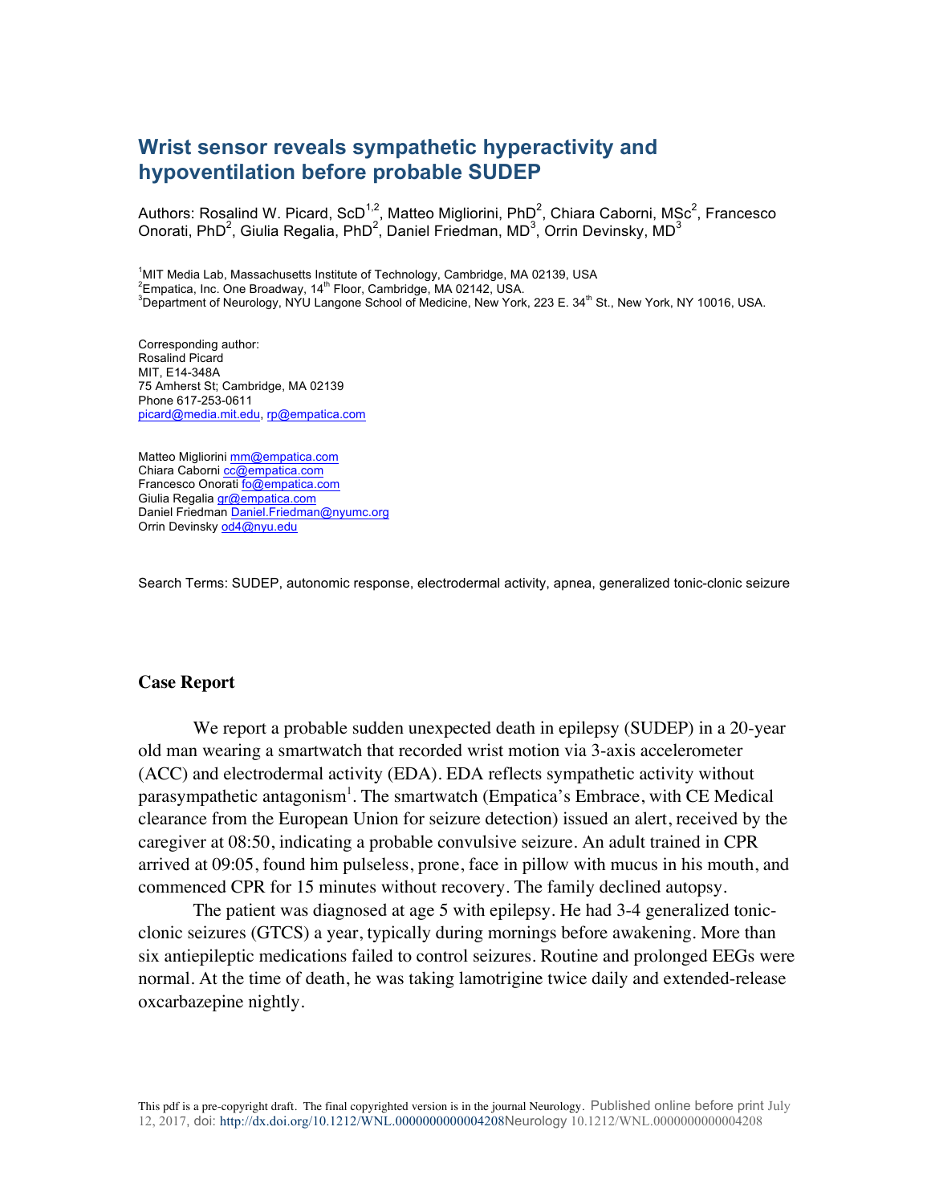# Wrist sensor reveals sympathetic hyperactivity and hypoventilation before probable SUDEP

Authors: Rosalind W. Picard, ScD[1,2], Matteo Migliorini, PhD[2], Chiara Caborni, MSc[2], Francesco Onorati, PhD[2], Giulia Regalia, PhD[2], Daniel Friedman, MD[3], Orrin Devinsky, MD[3]

[1]MIT Media Lab, Massachusetts Institute of Technology, Cambridge, MA 02139, USA
[2]Empatica, Inc. One Broadway, 14th Floor, Cambridge, MA 02142, USA.
[3]Department of Neurology, NYU Langone School of Medicine, New York, 223 E. 34th St., New York, NY 10016, USA.

Corresponding author:
Rosalind Picard
MIT, E14-348A
75 Amherst St; Cambridge, MA 02139
Phone 617-253-0611
picard@media.mit.edu, rp@empatica.com

Matteo Migliorini mm@empatica.com
Chiara Caborni cc@empatica.com
Francesco Onorati fo@empatica.com
Giulia Regalia gr@empatica.com
Daniel Friedman Daniel.Friedman@nyumc.org
Orrin Devinsky od4@nyu.edu

Search Terms: SUDEP, autonomic response, electrodermal activity, apnea, generalized tonic-clonic seizure

## Case Report

We report a probable sudden unexpected death in epilepsy (SUDEP) in a 20-year old man wearing a smartwatch that recorded wrist motion via 3-axis accelerometer (ACC) and electrodermal activity (EDA). EDA reflects sympathetic activity without parasympathetic antagonism[1]. The smartwatch (Empatica's Embrace, with CE Medical clearance from the European Union for seizure detection) issued an alert, received by the caregiver at 08:50, indicating a probable convulsive seizure. An adult trained in CPR arrived at 09:05, found him pulseless, prone, face in pillow with mucus in his mouth, and commenced CPR for 15 minutes without recovery. The family declined autopsy.

The patient was diagnosed at age 5 with epilepsy. He had 3-4 generalized tonic-clonic seizures (GTCS) a year, typically during mornings before awakening. More than six antiepileptic medications failed to control seizures. Routine and prolonged EEGs were normal. At the time of death, he was taking lamotrigine twice daily and extended-release oxcarbazepine nightly.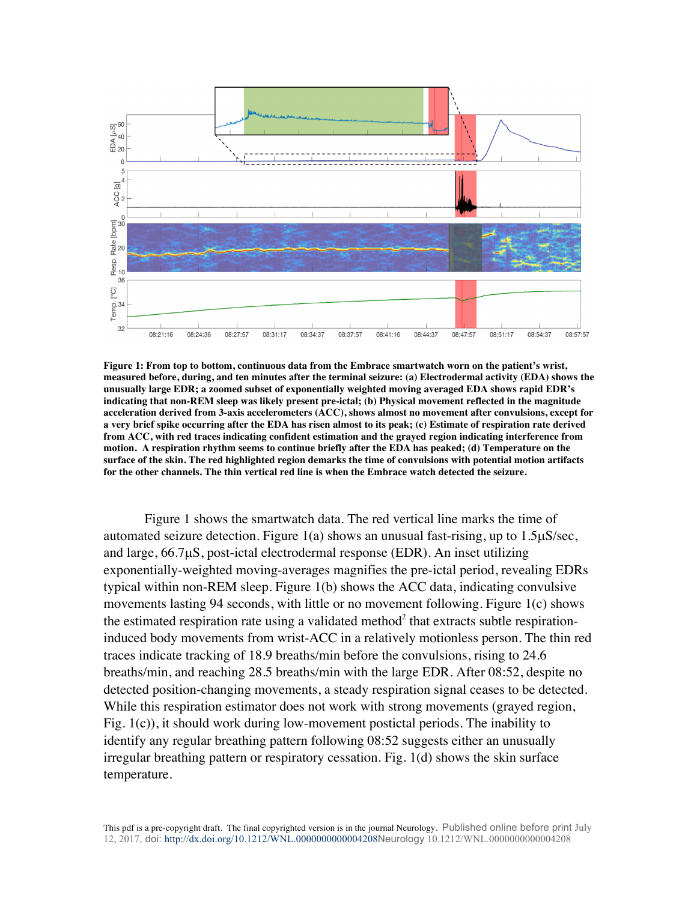**Figure 1: From top to bottom, continuous data from the Embrace smartwatch worn on the patient's wrist, measured before, during, and ten minutes after the terminal seizure: (a) Electrodermal activity (EDA) shows the unusually large EDR; a zoomed subset of exponentially weighted moving averaged EDA shows rapid EDR's indicating that non-REM sleep was likely present pre-ictal; (b) Physical movement reflected in the magnitude acceleration derived from 3-axis accelerometers (ACC), shows almost no movement after convulsions, except for a very brief spike occurring after the EDA has risen almost to its peak; (c) Estimate of respiration rate derived from ACC, with red traces indicating confident estimation and the grayed region indicating interference from motion. A respiration rhythm seems to continue briefly after the EDA has peaked; (d) Temperature on the surface of the skin. The red highlighted region demarks the time of convulsions with potential motion artifacts for the other channels. The thin vertical red line is when the Embrace watch detected the seizure.**

Figure 1 shows the smartwatch data. The red vertical line marks the time of automated seizure detection. Figure 1(a) shows an unusual fast-rising, up to 1.5μS/sec, and large, 66.7μS, post-ictal electrodermal response (EDR). An inset utilizing exponentially-weighted moving-averages magnifies the pre-ictal period, revealing EDRs typical within non-REM sleep. Figure 1(b) shows the ACC data, indicating convulsive movements lasting 94 seconds, with little or no movement following. Figure 1(c) shows the estimated respiration rate using a validated method[2] that extracts subtle respiration-induced body movements from wrist-ACC in a relatively motionless person. The thin red traces indicate tracking of 18.9 breaths/min before the convulsions, rising to 24.6 breaths/min, and reaching 28.5 breaths/min with the large EDR. After 08:52, despite no detected position-changing movements, a steady respiration signal ceases to be detected. While this respiration estimator does not work with strong movements (grayed region, Fig. 1(c)), it should work during low-movement postictal periods. The inability to identify any regular breathing pattern following 08:52 suggests either an unusually irregular breathing pattern or respiratory cessation. Fig. 1(d) shows the skin surface temperature.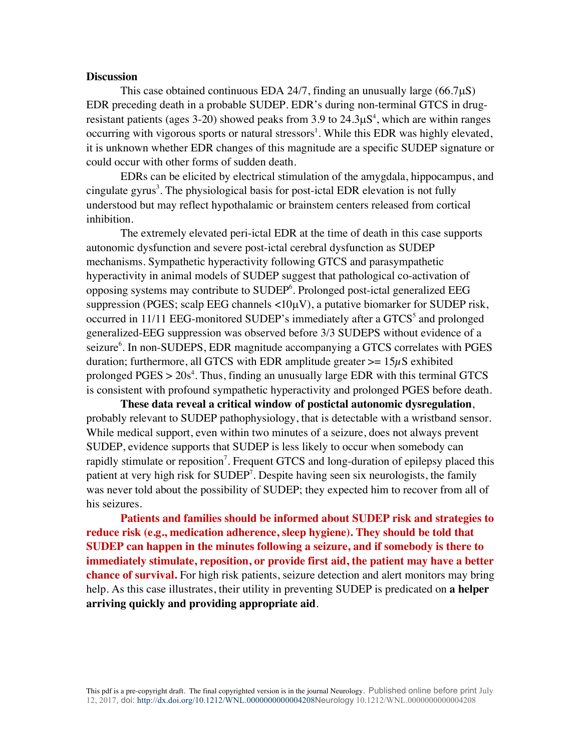**Discussion**

This case obtained continuous EDA 24/7, finding an unusually large (66.7μS) EDR preceding death in a probable SUDEP. EDR's during non-terminal GTCS in drug-resistant patients (ages 3-20) showed peaks from 3.9 to 24.3μS[4], which are within ranges occurring with vigorous sports or natural stressors[1]. While this EDR was highly elevated, it is unknown whether EDR changes of this magnitude are a specific SUDEP signature or could occur with other forms of sudden death.

EDRs can be elicited by electrical stimulation of the amygdala, hippocampus, and cingulate gyrus[3]. The physiological basis for post-ictal EDR elevation is not fully understood but may reflect hypothalamic or brainstem centers released from cortical inhibition.

The extremely elevated peri-ictal EDR at the time of death in this case supports autonomic dysfunction and severe post-ictal cerebral dysfunction as SUDEP mechanisms. Sympathetic hyperactivity following GTCS and parasympathetic hyperactivity in animal models of SUDEP suggest that pathological co-activation of opposing systems may contribute to SUDEP[6]. Prolonged post-ictal generalized EEG suppression (PGES; scalp EEG channels <10μV), a putative biomarker for SUDEP risk, occurred in 11/11 EEG-monitored SUDEP's immediately after a GTCS[5] and prolonged generalized-EEG suppression was observed before 3/3 SUDEPS without evidence of a seizure[6]. In non-SUDEPS, EDR magnitude accompanying a GTCS correlates with PGES duration; furthermore, all GTCS with EDR amplitude greater >= 15μS exhibited prolonged PGES > 20s[4]. Thus, finding an unusually large EDR with this terminal GTCS is consistent with profound sympathetic hyperactivity and prolonged PGES before death.

**These data reveal a critical window of postictal autonomic dysregulation**, probably relevant to SUDEP pathophysiology, that is detectable with a wristband sensor. While medical support, even within two minutes of a seizure, does not always prevent SUDEP, evidence supports that SUDEP is less likely to occur when somebody can rapidly stimulate or reposition[7]. Frequent GTCS and long-duration of epilepsy placed this patient at very high risk for SUDEP[7]. Despite having seen six neurologists, the family was never told about the possibility of SUDEP; they expected him to recover from all of his seizures.

**Patients and families should be informed about SUDEP risk and strategies to reduce risk (e.g., medication adherence, sleep hygiene). They should be told that SUDEP can happen in the minutes following a seizure, and if somebody is there to immediately stimulate, reposition, or provide first aid, the patient may have a better chance of survival.** For high risk patients, seizure detection and alert monitors may bring help. As this case illustrates, their utility in preventing SUDEP is predicated on **a helper arriving quickly and providing appropriate aid**.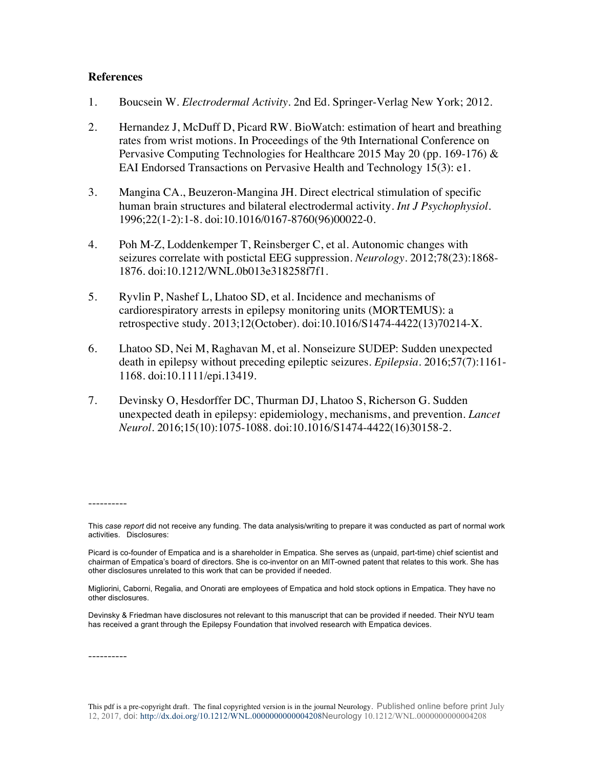**References**

1. Boucsein W. *Electrodermal Activity*. 2nd Ed. Springer-Verlag New York; 2012.

2. Hernandez J, McDuff D, Picard RW. BioWatch: estimation of heart and breathing rates from wrist motions. In Proceedings of the 9th International Conference on Pervasive Computing Technologies for Healthcare 2015 May 20 (pp. 169-176) & EAI Endorsed Transactions on Pervasive Health and Technology 15(3): e1.

3. Mangina CA., Beuzeron-Mangina JH. Direct electrical stimulation of specific human brain structures and bilateral electrodermal activity. *Int J Psychophysiol*. 1996;22(1-2):1-8. doi:10.1016/0167-8760(96)00022-0.

4. Poh M-Z, Loddenkemper T, Reinsberger C, et al. Autonomic changes with seizures correlate with postictal EEG suppression. *Neurology*. 2012;78(23):1868-1876. doi:10.1212/WNL.0b013e318258f7f1.

5. Ryvlin P, Nashef L, Lhatoo SD, et al. Incidence and mechanisms of cardiorespiratory arrests in epilepsy monitoring units (MORTEMUS): a retrospective study. 2013;12(October). doi:10.1016/S1474-4422(13)70214-X.

6. Lhatoo SD, Nei M, Raghavan M, et al. Nonseizure SUDEP: Sudden unexpected death in epilepsy without preceding epileptic seizures. *Epilepsia*. 2016;57(7):1161-1168. doi:10.1111/epi.13419.

7. Devinsky O, Hesdorffer DC, Thurman DJ, Lhatoo S, Richerson G. Sudden unexpected death in epilepsy: epidemiology, mechanisms, and prevention. *Lancet Neurol*. 2016;15(10):1075-1088. doi:10.1016/S1474-4422(16)30158-2.

----------

This *case report* did not receive any funding. The data analysis/writing to prepare it was conducted as part of normal work activities. Disclosures:

Picard is co-founder of Empatica and is a shareholder in Empatica. She serves as (unpaid, part-time) chief scientist and chairman of Empatica's board of directors. She is co-inventor on an MIT-owned patent that relates to this work. She has other disclosures unrelated to this work that can be provided if needed.

Migliorini, Caborni, Regalia, and Onorati are employees of Empatica and hold stock options in Empatica. They have no other disclosures.

Devinsky & Friedman have disclosures not relevant to this manuscript that can be provided if needed. Their NYU team has received a grant through the Epilepsy Foundation that involved research with Empatica devices.

----------